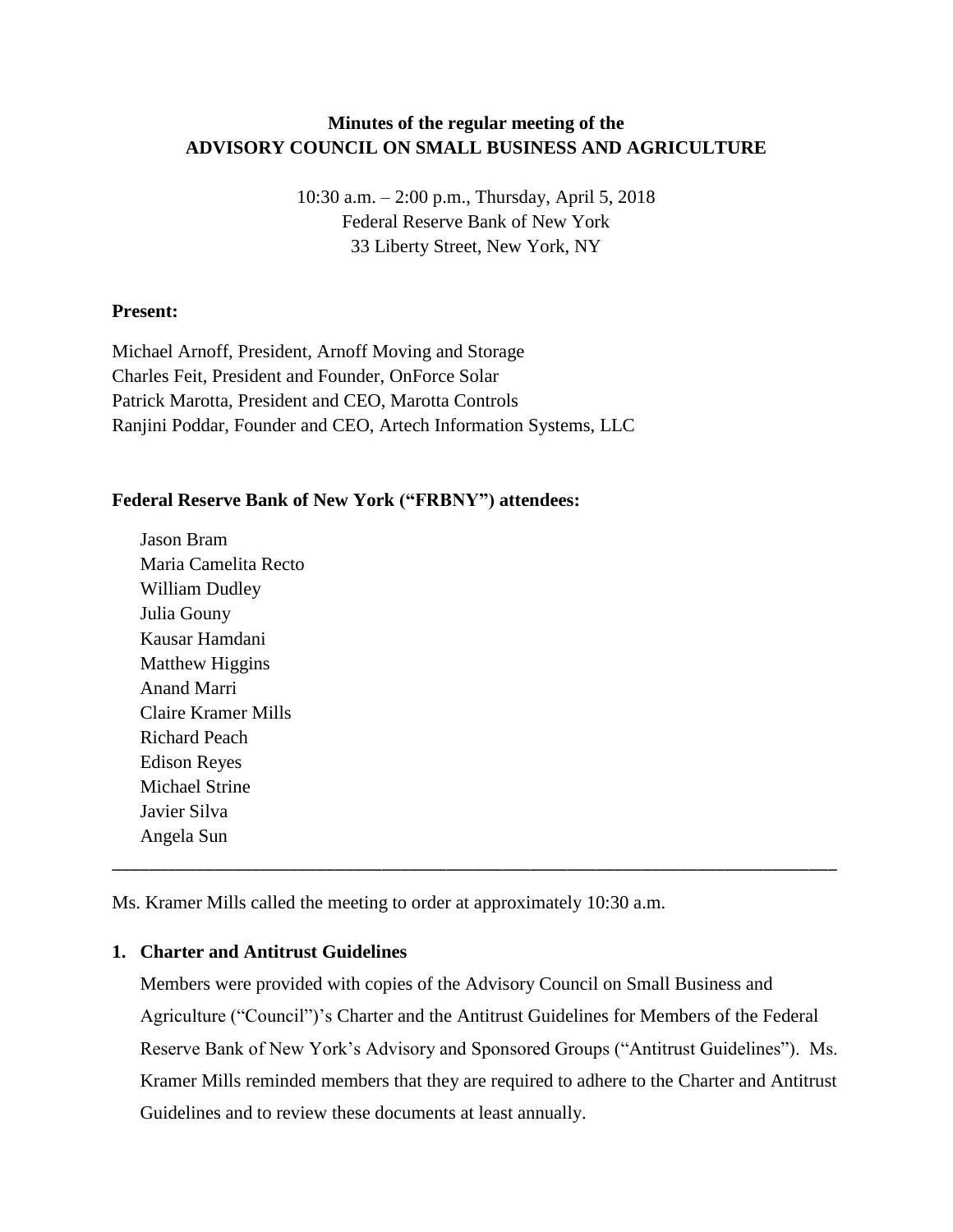**Minutes of the regular meeting of the**
**ADVISORY COUNCIL ON SMALL BUSINESS AND AGRICULTURE**

10:30 a.m. – 2:00 p.m., Thursday, April 5, 2018
Federal Reserve Bank of New York
33 Liberty Street, New York, NY

**Present:**

Michael Arnoff, President, Arnoff Moving and Storage
Charles Feit, President and Founder, OnForce Solar
Patrick Marotta, President and CEO, Marotta Controls
Ranjini Poddar, Founder and CEO, Artech Information Systems, LLC

**Federal Reserve Bank of New York ("FRBNY") attendees:**

Jason Bram
Maria Camelita Recto
William Dudley
Julia Gouny
Kausar Hamdani
Matthew Higgins
Anand Marri
Claire Kramer Mills
Richard Peach
Edison Reyes
Michael Strine
Javier Silva
Angela Sun

---

Ms. Kramer Mills called the meeting to order at approximately 10:30 a.m.

**1. Charter and Antitrust Guidelines**

Members were provided with copies of the Advisory Council on Small Business and Agriculture ("Council")'s Charter and the Antitrust Guidelines for Members of the Federal Reserve Bank of New York's Advisory and Sponsored Groups ("Antitrust Guidelines"). Ms. Kramer Mills reminded members that they are required to adhere to the Charter and Antitrust Guidelines and to review these documents at least annually.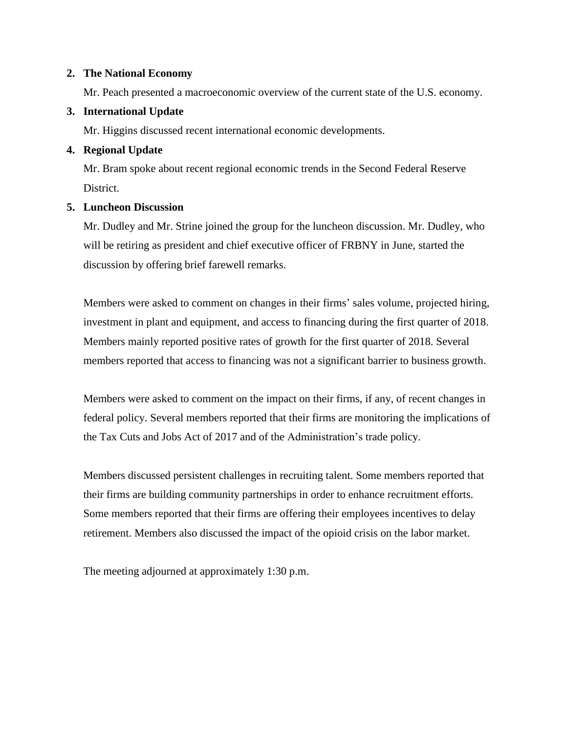2. **The National Economy**

   Mr. Peach presented a macroeconomic overview of the current state of the U.S. economy.

3. **International Update**

   Mr. Higgins discussed recent international economic developments.

4. **Regional Update**

   Mr. Bram spoke about recent regional economic trends in the Second Federal Reserve District.

5. **Luncheon Discussion**

   Mr. Dudley and Mr. Strine joined the group for the luncheon discussion. Mr. Dudley, who will be retiring as president and chief executive officer of FRBNY in June, started the discussion by offering brief farewell remarks.

   Members were asked to comment on changes in their firms' sales volume, projected hiring, investment in plant and equipment, and access to financing during the first quarter of 2018. Members mainly reported positive rates of growth for the first quarter of 2018. Several members reported that access to financing was not a significant barrier to business growth.

   Members were asked to comment on the impact on their firms, if any, of recent changes in federal policy. Several members reported that their firms are monitoring the implications of the Tax Cuts and Jobs Act of 2017 and of the Administration's trade policy.

   Members discussed persistent challenges in recruiting talent. Some members reported that their firms are building community partnerships in order to enhance recruitment efforts. Some members reported that their firms are offering their employees incentives to delay retirement. Members also discussed the impact of the opioid crisis on the labor market.

   The meeting adjourned at approximately 1:30 p.m.